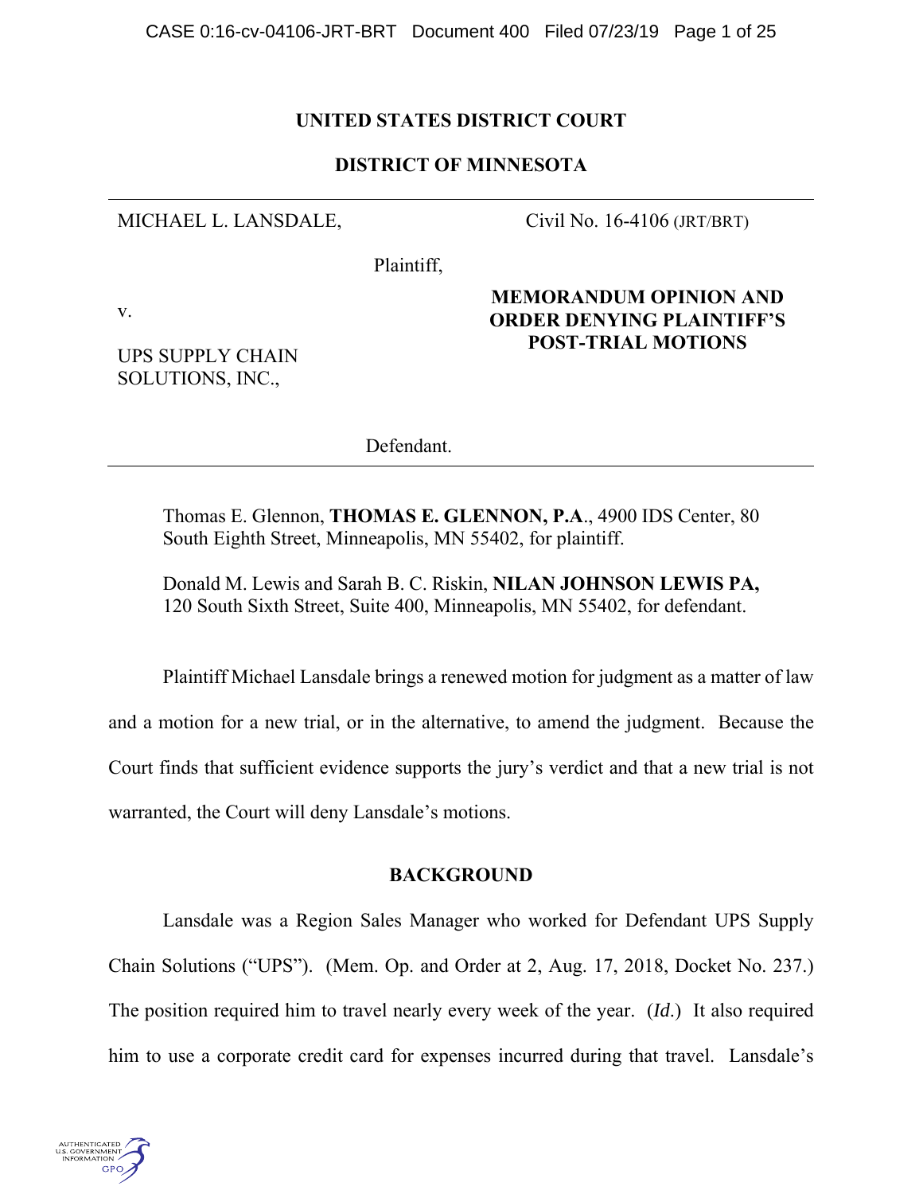**UNITED STATES DISTRICT COURT**

**DISTRICT OF MINNESOTA**

---

| | |
|---|---|
| MICHAEL L. LANSDALE,<br><br>Plaintiff,<br><br>v.<br><br>UPS SUPPLY CHAIN SOLUTIONS, INC.,<br><br>Defendant. | Civil No. 16-4106 (JRT/BRT)<br><br>**MEMORANDUM OPINION AND ORDER DENYING PLAINTIFF'S POST-TRIAL MOTIONS** |

---

Thomas E. Glennon, **THOMAS E. GLENNON, P.A.**, 4900 IDS Center, 80 South Eighth Street, Minneapolis, MN 55402, for plaintiff.

Donald M. Lewis and Sarah B. C. Riskin, **NILAN JOHNSON LEWIS PA,** 120 South Sixth Street, Suite 400, Minneapolis, MN 55402, for defendant.

Plaintiff Michael Lansdale brings a renewed motion for judgment as a matter of law and a motion for a new trial, or in the alternative, to amend the judgment. Because the Court finds that sufficient evidence supports the jury's verdict and that a new trial is not warranted, the Court will deny Lansdale's motions.

## BACKGROUND

Lansdale was a Region Sales Manager who worked for Defendant UPS Supply Chain Solutions ("UPS"). (Mem. Op. and Order at 2, Aug. 17, 2018, Docket No. 237.) The position required him to travel nearly every week of the year. (*Id.*) It also required him to use a corporate credit card for expenses incurred during that travel. Lansdale's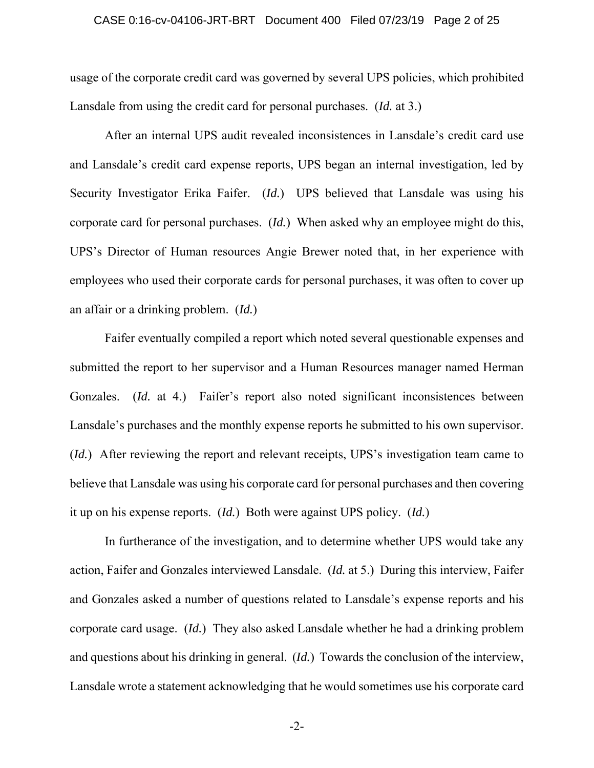usage of the corporate credit card was governed by several UPS policies, which prohibited Lansdale from using the credit card for personal purchases. (*Id.* at 3.)

After an internal UPS audit revealed inconsistences in Lansdale's credit card use and Lansdale's credit card expense reports, UPS began an internal investigation, led by Security Investigator Erika Faifer. (*Id.*) UPS believed that Lansdale was using his corporate card for personal purchases. (*Id.*) When asked why an employee might do this, UPS's Director of Human resources Angie Brewer noted that, in her experience with employees who used their corporate cards for personal purchases, it was often to cover up an affair or a drinking problem. (*Id.*)

Faifer eventually compiled a report which noted several questionable expenses and submitted the report to her supervisor and a Human Resources manager named Herman Gonzales. (*Id.* at 4.) Faifer's report also noted significant inconsistences between Lansdale's purchases and the monthly expense reports he submitted to his own supervisor. (*Id.*) After reviewing the report and relevant receipts, UPS's investigation team came to believe that Lansdale was using his corporate card for personal purchases and then covering it up on his expense reports. (*Id.*) Both were against UPS policy. (*Id.*)

In furtherance of the investigation, and to determine whether UPS would take any action, Faifer and Gonzales interviewed Lansdale. (*Id.* at 5.) During this interview, Faifer and Gonzales asked a number of questions related to Lansdale's expense reports and his corporate card usage. (*Id.*) They also asked Lansdale whether he had a drinking problem and questions about his drinking in general. (*Id.*) Towards the conclusion of the interview, Lansdale wrote a statement acknowledging that he would sometimes use his corporate card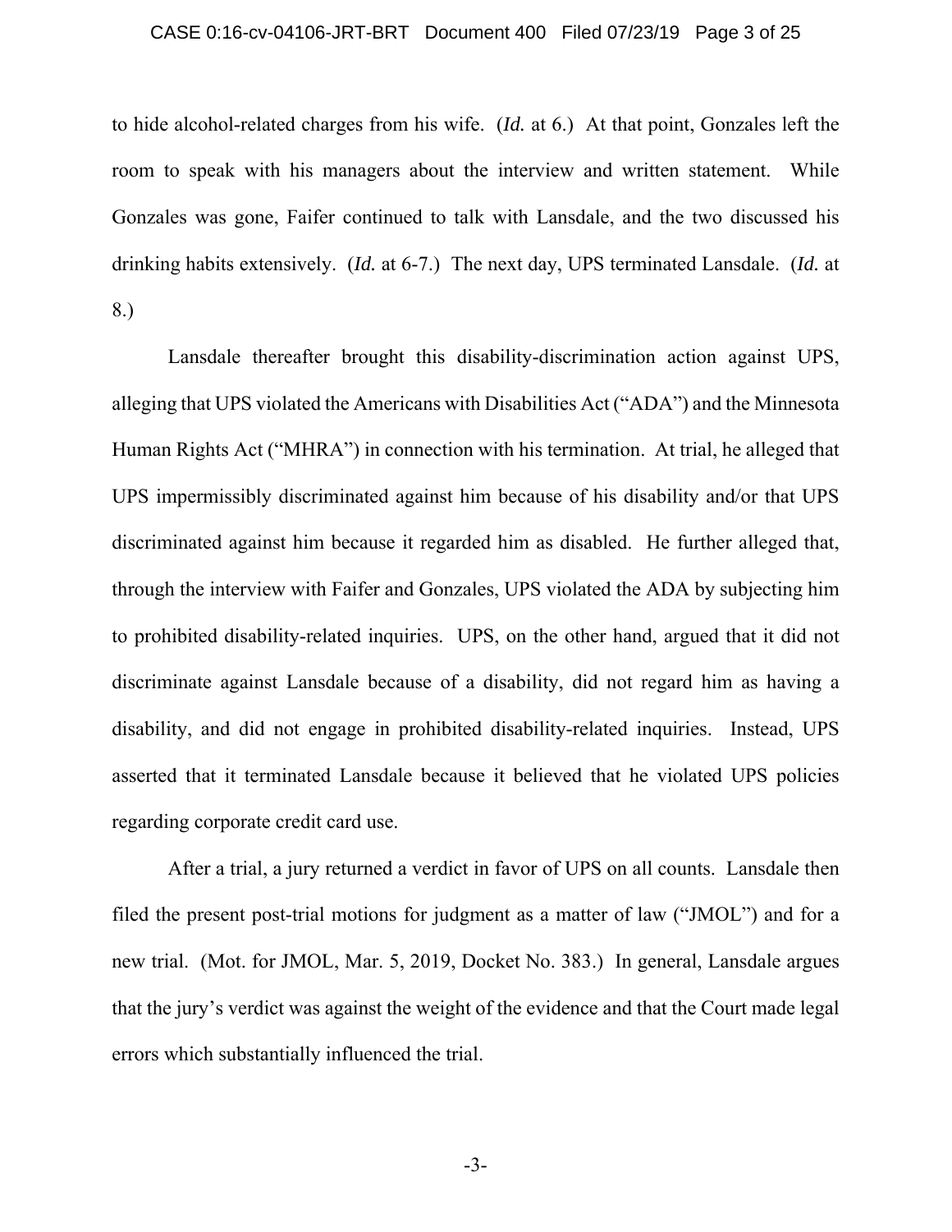to hide alcohol-related charges from his wife. (*Id.* at 6.) At that point, Gonzales left the room to speak with his managers about the interview and written statement. While Gonzales was gone, Faifer continued to talk with Lansdale, and the two discussed his drinking habits extensively. (*Id.* at 6-7.) The next day, UPS terminated Lansdale. (*Id.* at 8.)

Lansdale thereafter brought this disability-discrimination action against UPS, alleging that UPS violated the Americans with Disabilities Act ("ADA") and the Minnesota Human Rights Act ("MHRA") in connection with his termination. At trial, he alleged that UPS impermissibly discriminated against him because of his disability and/or that UPS discriminated against him because it regarded him as disabled. He further alleged that, through the interview with Faifer and Gonzales, UPS violated the ADA by subjecting him to prohibited disability-related inquiries. UPS, on the other hand, argued that it did not discriminate against Lansdale because of a disability, did not regard him as having a disability, and did not engage in prohibited disability-related inquiries. Instead, UPS asserted that it terminated Lansdale because it believed that he violated UPS policies regarding corporate credit card use.

After a trial, a jury returned a verdict in favor of UPS on all counts. Lansdale then filed the present post-trial motions for judgment as a matter of law ("JMOL") and for a new trial. (Mot. for JMOL, Mar. 5, 2019, Docket No. 383.) In general, Lansdale argues that the jury's verdict was against the weight of the evidence and that the Court made legal errors which substantially influenced the trial.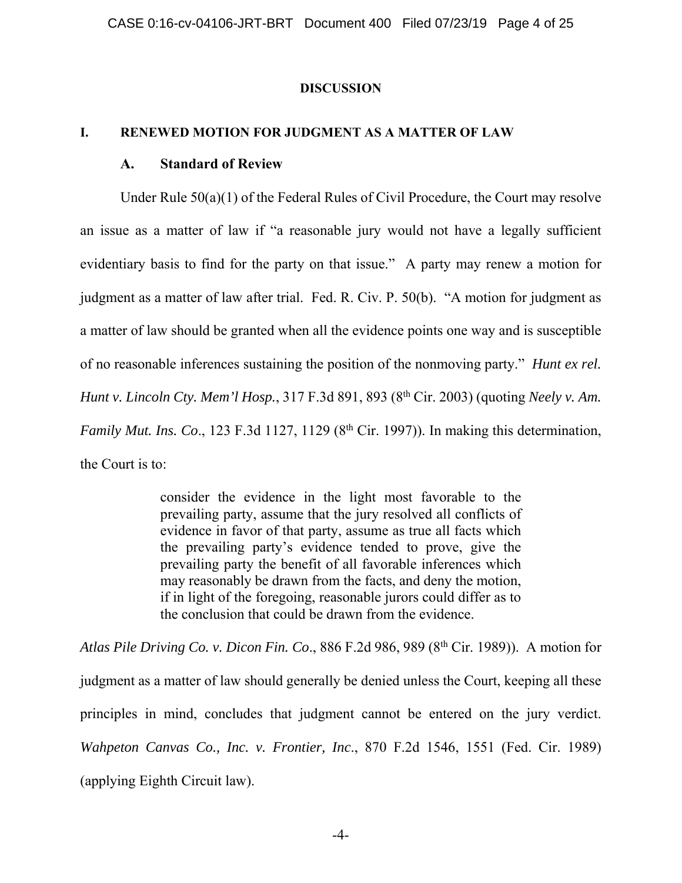## DISCUSSION

### I. RENEWED MOTION FOR JUDGMENT AS A MATTER OF LAW

#### A. Standard of Review

Under Rule 50(a)(1) of the Federal Rules of Civil Procedure, the Court may resolve an issue as a matter of law if "a reasonable jury would not have a legally sufficient evidentiary basis to find for the party on that issue." A party may renew a motion for judgment as a matter of law after trial. Fed. R. Civ. P. 50(b). "A motion for judgment as a matter of law should be granted when all the evidence points one way and is susceptible of no reasonable inferences sustaining the position of the nonmoving party." *Hunt ex rel. Hunt v. Lincoln Cty. Mem'l Hosp.*, 317 F.3d 891, 893 (8th Cir. 2003) (quoting *Neely v. Am. Family Mut. Ins. Co*., 123 F.3d 1127, 1129 (8th Cir. 1997)). In making this determination, the Court is to:

> consider the evidence in the light most favorable to the prevailing party, assume that the jury resolved all conflicts of evidence in favor of that party, assume as true all facts which the prevailing party's evidence tended to prove, give the prevailing party the benefit of all favorable inferences which may reasonably be drawn from the facts, and deny the motion, if in light of the foregoing, reasonable jurors could differ as to the conclusion that could be drawn from the evidence.

*Atlas Pile Driving Co. v. Dicon Fin. Co*., 886 F.2d 986, 989 (8th Cir. 1989)). A motion for judgment as a matter of law should generally be denied unless the Court, keeping all these principles in mind, concludes that judgment cannot be entered on the jury verdict. *Wahpeton Canvas Co., Inc. v. Frontier, Inc*., 870 F.2d 1546, 1551 (Fed. Cir. 1989) (applying Eighth Circuit law).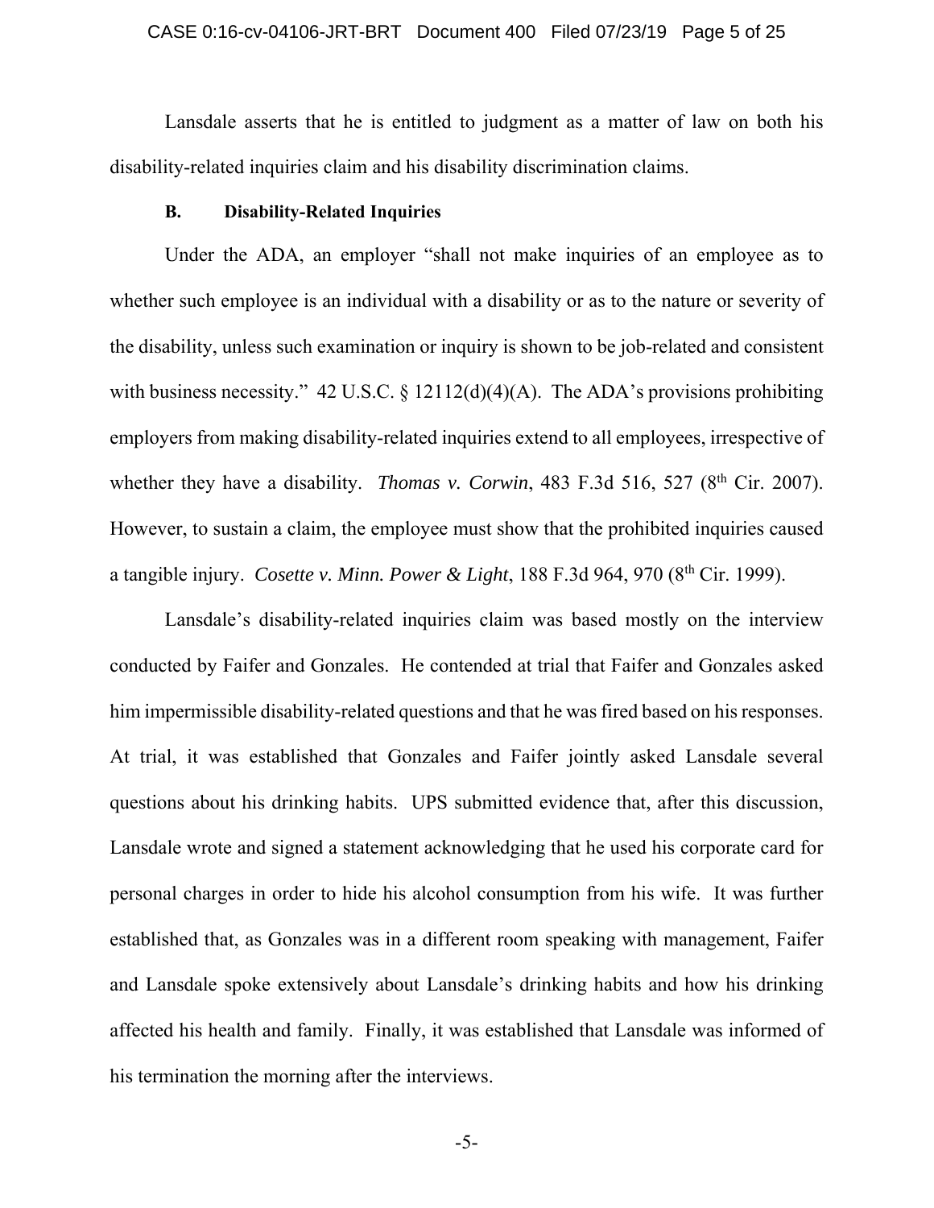Lansdale asserts that he is entitled to judgment as a matter of law on both his disability-related inquiries claim and his disability discrimination claims.

### B. Disability-Related Inquiries

Under the ADA, an employer "shall not make inquiries of an employee as to whether such employee is an individual with a disability or as to the nature or severity of the disability, unless such examination or inquiry is shown to be job-related and consistent with business necessity." 42 U.S.C. § 12112(d)(4)(A). The ADA's provisions prohibiting employers from making disability-related inquiries extend to all employees, irrespective of whether they have a disability. *Thomas v. Corwin*, 483 F.3d 516, 527 (8th Cir. 2007). However, to sustain a claim, the employee must show that the prohibited inquiries caused a tangible injury. *Cosette v. Minn. Power & Light*, 188 F.3d 964, 970 (8th Cir. 1999).

Lansdale's disability-related inquiries claim was based mostly on the interview conducted by Faifer and Gonzales. He contended at trial that Faifer and Gonzales asked him impermissible disability-related questions and that he was fired based on his responses. At trial, it was established that Gonzales and Faifer jointly asked Lansdale several questions about his drinking habits. UPS submitted evidence that, after this discussion, Lansdale wrote and signed a statement acknowledging that he used his corporate card for personal charges in order to hide his alcohol consumption from his wife. It was further established that, as Gonzales was in a different room speaking with management, Faifer and Lansdale spoke extensively about Lansdale's drinking habits and how his drinking affected his health and family. Finally, it was established that Lansdale was informed of his termination the morning after the interviews.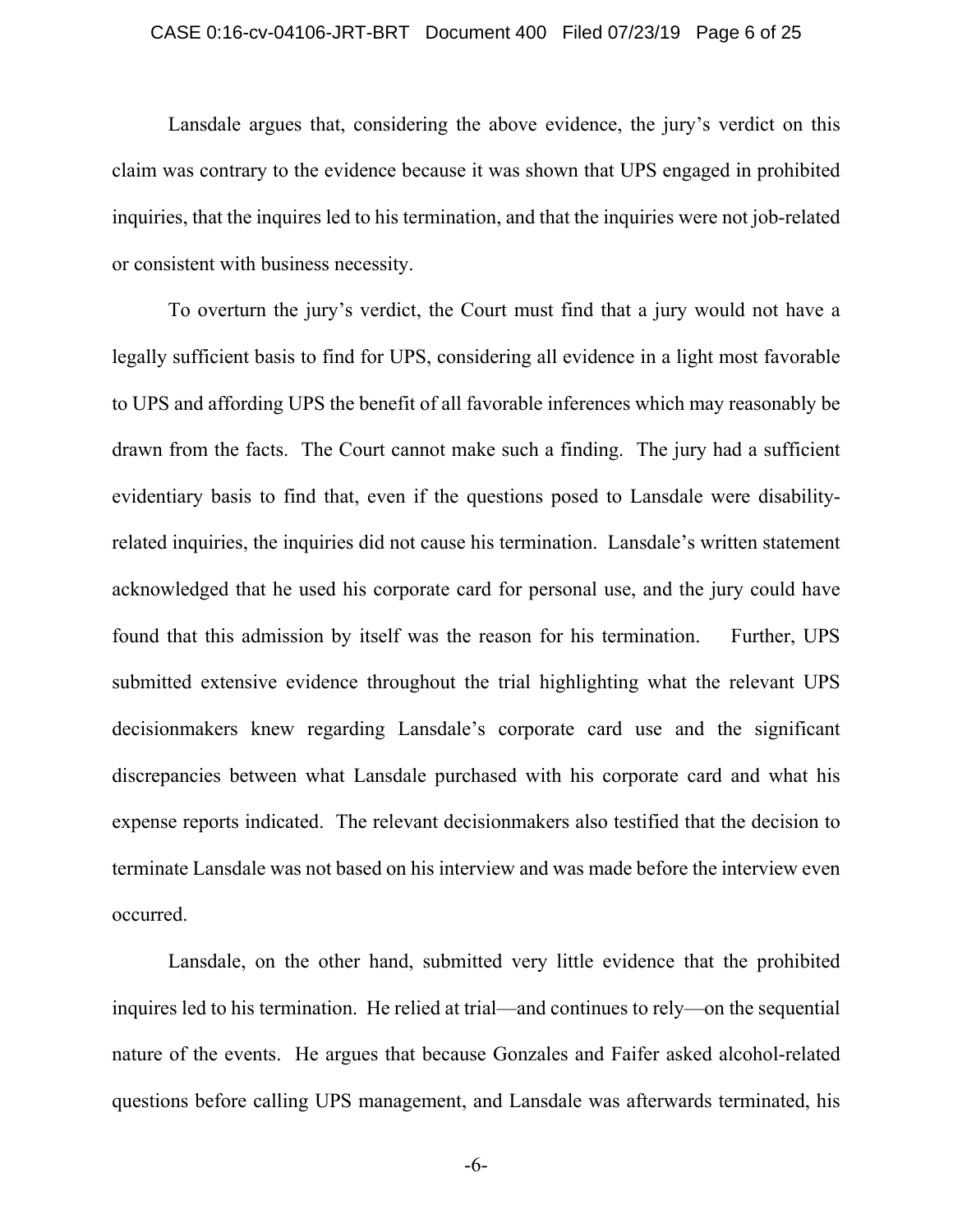Lansdale argues that, considering the above evidence, the jury's verdict on this claim was contrary to the evidence because it was shown that UPS engaged in prohibited inquiries, that the inquires led to his termination, and that the inquiries were not job-related or consistent with business necessity.

To overturn the jury's verdict, the Court must find that a jury would not have a legally sufficient basis to find for UPS, considering all evidence in a light most favorable to UPS and affording UPS the benefit of all favorable inferences which may reasonably be drawn from the facts. The Court cannot make such a finding. The jury had a sufficient evidentiary basis to find that, even if the questions posed to Lansdale were disability-related inquiries, the inquiries did not cause his termination. Lansdale's written statement acknowledged that he used his corporate card for personal use, and the jury could have found that this admission by itself was the reason for his termination. Further, UPS submitted extensive evidence throughout the trial highlighting what the relevant UPS decisionmakers knew regarding Lansdale's corporate card use and the significant discrepancies between what Lansdale purchased with his corporate card and what his expense reports indicated. The relevant decisionmakers also testified that the decision to terminate Lansdale was not based on his interview and was made before the interview even occurred.

Lansdale, on the other hand, submitted very little evidence that the prohibited inquires led to his termination. He relied at trial—and continues to rely—on the sequential nature of the events. He argues that because Gonzales and Faifer asked alcohol-related questions before calling UPS management, and Lansdale was afterwards terminated, his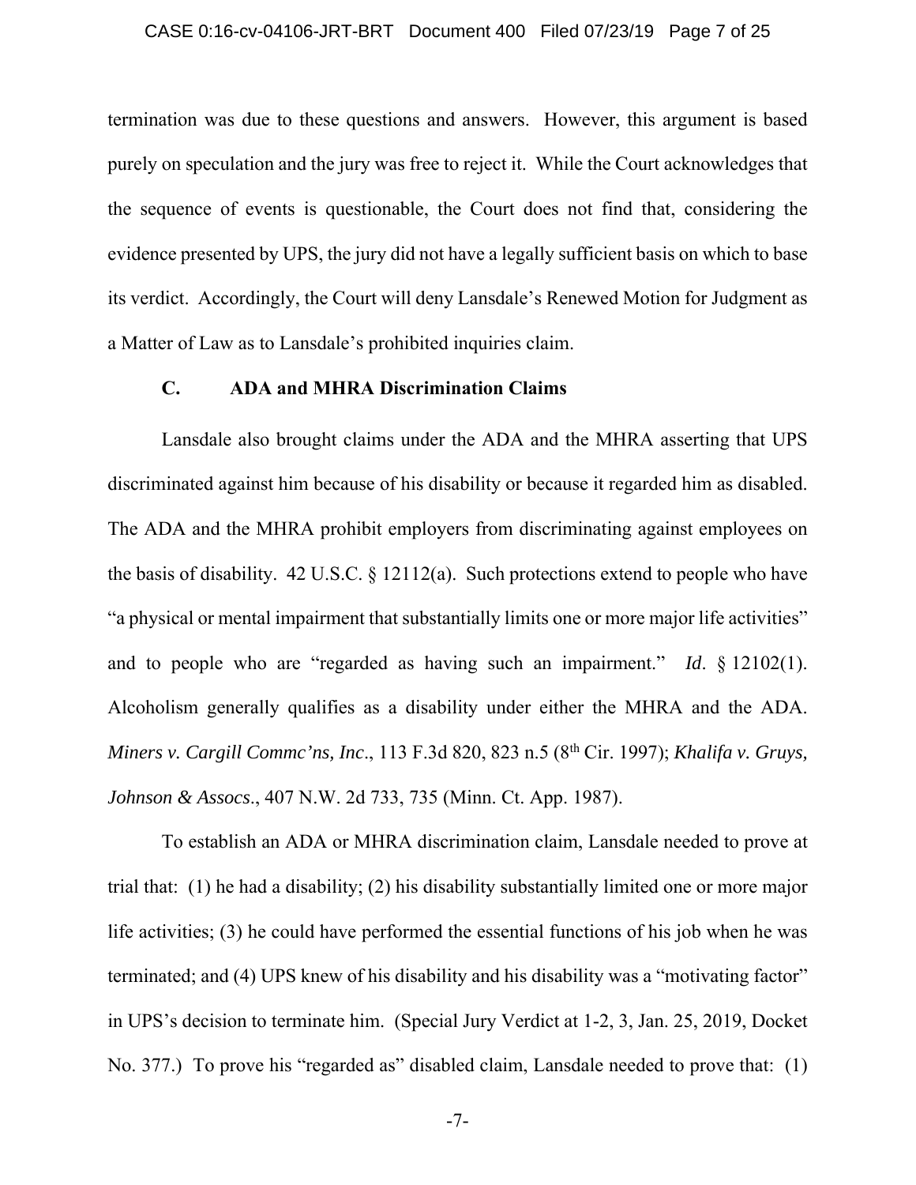termination was due to these questions and answers. However, this argument is based purely on speculation and the jury was free to reject it. While the Court acknowledges that the sequence of events is questionable, the Court does not find that, considering the evidence presented by UPS, the jury did not have a legally sufficient basis on which to base its verdict. Accordingly, the Court will deny Lansdale's Renewed Motion for Judgment as a Matter of Law as to Lansdale's prohibited inquiries claim.

### C. ADA and MHRA Discrimination Claims

Lansdale also brought claims under the ADA and the MHRA asserting that UPS discriminated against him because of his disability or because it regarded him as disabled. The ADA and the MHRA prohibit employers from discriminating against employees on the basis of disability. 42 U.S.C. § 12112(a). Such protections extend to people who have "a physical or mental impairment that substantially limits one or more major life activities" and to people who are "regarded as having such an impairment." *Id*. § 12102(1). Alcoholism generally qualifies as a disability under either the MHRA and the ADA. *Miners v. Cargill Commc'ns, Inc*., 113 F.3d 820, 823 n.5 (8th Cir. 1997); *Khalifa v. Gruys, Johnson & Assocs*., 407 N.W. 2d 733, 735 (Minn. Ct. App. 1987).

To establish an ADA or MHRA discrimination claim, Lansdale needed to prove at trial that: (1) he had a disability; (2) his disability substantially limited one or more major life activities; (3) he could have performed the essential functions of his job when he was terminated; and (4) UPS knew of his disability and his disability was a "motivating factor" in UPS's decision to terminate him. (Special Jury Verdict at 1-2, 3, Jan. 25, 2019, Docket No. 377.) To prove his "regarded as" disabled claim, Lansdale needed to prove that: (1)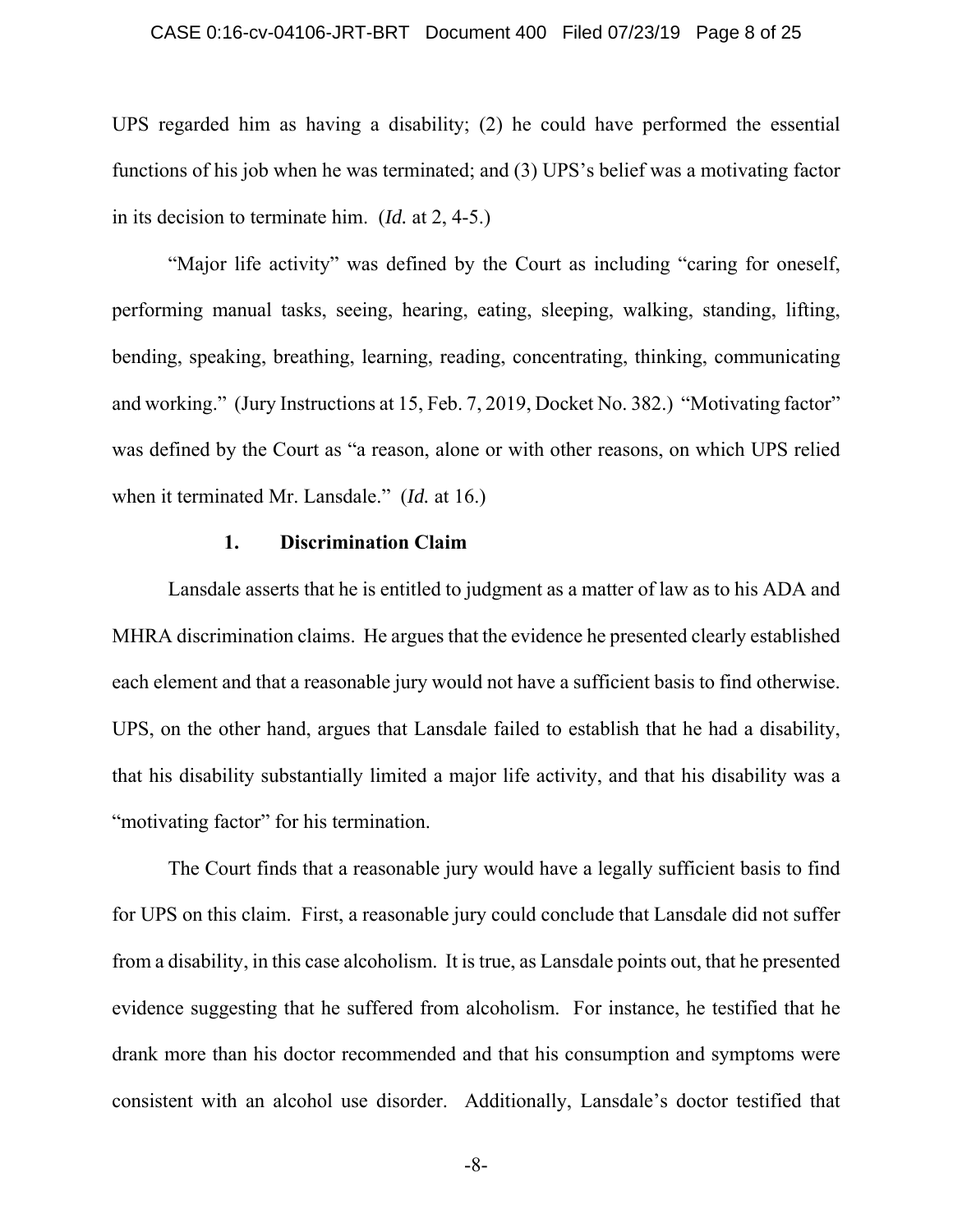UPS regarded him as having a disability; (2) he could have performed the essential functions of his job when he was terminated; and (3) UPS's belief was a motivating factor in its decision to terminate him. (*Id.* at 2, 4-5.)

"Major life activity" was defined by the Court as including "caring for oneself, performing manual tasks, seeing, hearing, eating, sleeping, walking, standing, lifting, bending, speaking, breathing, learning, reading, concentrating, thinking, communicating and working." (Jury Instructions at 15, Feb. 7, 2019, Docket No. 382.) "Motivating factor" was defined by the Court as "a reason, alone or with other reasons, on which UPS relied when it terminated Mr. Lansdale." (*Id.* at 16.)

**1. Discrimination Claim**

Lansdale asserts that he is entitled to judgment as a matter of law as to his ADA and MHRA discrimination claims. He argues that the evidence he presented clearly established each element and that a reasonable jury would not have a sufficient basis to find otherwise. UPS, on the other hand, argues that Lansdale failed to establish that he had a disability, that his disability substantially limited a major life activity, and that his disability was a "motivating factor" for his termination.

The Court finds that a reasonable jury would have a legally sufficient basis to find for UPS on this claim. First, a reasonable jury could conclude that Lansdale did not suffer from a disability, in this case alcoholism. It is true, as Lansdale points out, that he presented evidence suggesting that he suffered from alcoholism. For instance, he testified that he drank more than his doctor recommended and that his consumption and symptoms were consistent with an alcohol use disorder. Additionally, Lansdale's doctor testified that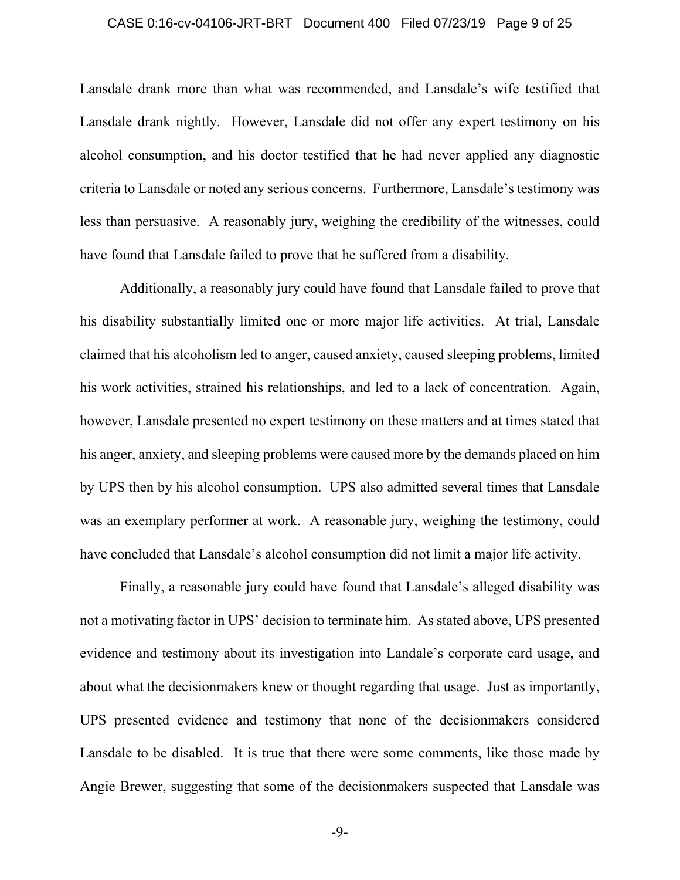Lansdale drank more than what was recommended, and Lansdale's wife testified that Lansdale drank nightly. However, Lansdale did not offer any expert testimony on his alcohol consumption, and his doctor testified that he had never applied any diagnostic criteria to Lansdale or noted any serious concerns. Furthermore, Lansdale's testimony was less than persuasive. A reasonably jury, weighing the credibility of the witnesses, could have found that Lansdale failed to prove that he suffered from a disability.

Additionally, a reasonably jury could have found that Lansdale failed to prove that his disability substantially limited one or more major life activities. At trial, Lansdale claimed that his alcoholism led to anger, caused anxiety, caused sleeping problems, limited his work activities, strained his relationships, and led to a lack of concentration. Again, however, Lansdale presented no expert testimony on these matters and at times stated that his anger, anxiety, and sleeping problems were caused more by the demands placed on him by UPS then by his alcohol consumption. UPS also admitted several times that Lansdale was an exemplary performer at work. A reasonable jury, weighing the testimony, could have concluded that Lansdale's alcohol consumption did not limit a major life activity.

Finally, a reasonable jury could have found that Lansdale's alleged disability was not a motivating factor in UPS' decision to terminate him. As stated above, UPS presented evidence and testimony about its investigation into Landale's corporate card usage, and about what the decisionmakers knew or thought regarding that usage. Just as importantly, UPS presented evidence and testimony that none of the decisionmakers considered Lansdale to be disabled. It is true that there were some comments, like those made by Angie Brewer, suggesting that some of the decisionmakers suspected that Lansdale was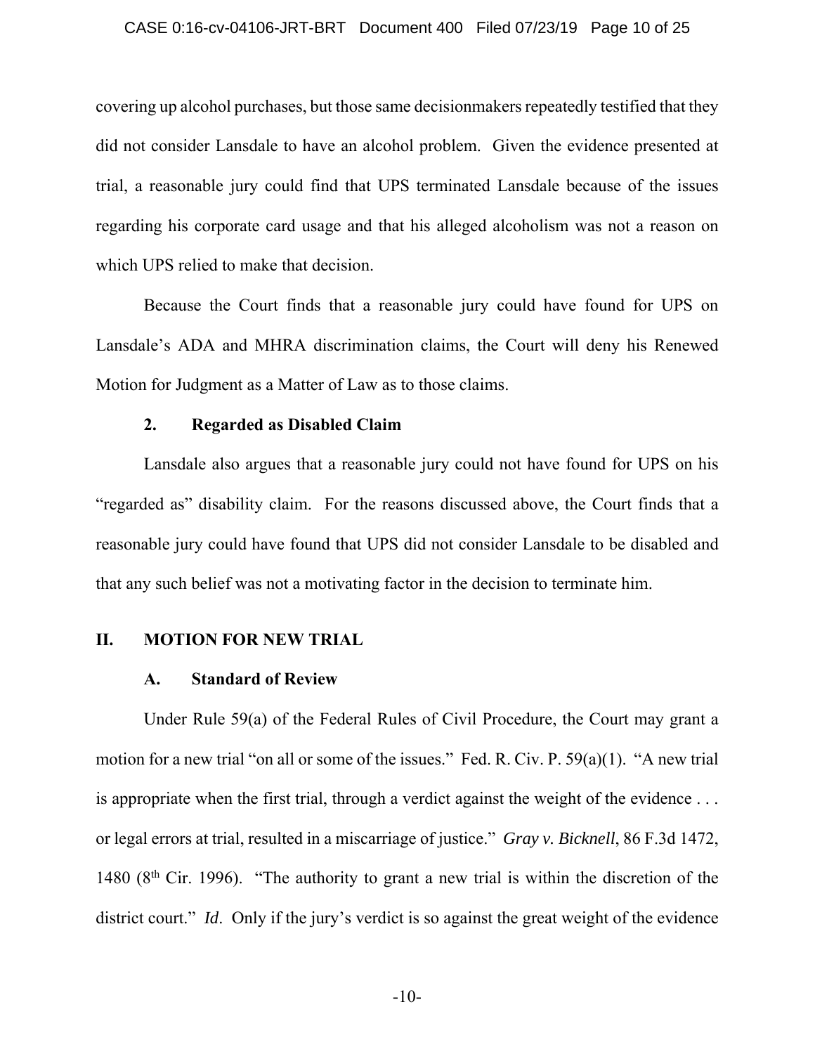covering up alcohol purchases, but those same decisionmakers repeatedly testified that they did not consider Lansdale to have an alcohol problem. Given the evidence presented at trial, a reasonable jury could find that UPS terminated Lansdale because of the issues regarding his corporate card usage and that his alleged alcoholism was not a reason on which UPS relied to make that decision.

Because the Court finds that a reasonable jury could have found for UPS on Lansdale's ADA and MHRA discrimination claims, the Court will deny his Renewed Motion for Judgment as a Matter of Law as to those claims.

#### 2. Regarded as Disabled Claim

Lansdale also argues that a reasonable jury could not have found for UPS on his "regarded as" disability claim. For the reasons discussed above, the Court finds that a reasonable jury could have found that UPS did not consider Lansdale to be disabled and that any such belief was not a motivating factor in the decision to terminate him.

## II. MOTION FOR NEW TRIAL

### A. Standard of Review

Under Rule 59(a) of the Federal Rules of Civil Procedure, the Court may grant a motion for a new trial "on all or some of the issues." Fed. R. Civ. P. 59(a)(1). "A new trial is appropriate when the first trial, through a verdict against the weight of the evidence . . . or legal errors at trial, resulted in a miscarriage of justice." *Gray v. Bicknell*, 86 F.3d 1472, 1480 (8th Cir. 1996). "The authority to grant a new trial is within the discretion of the district court." *Id*. Only if the jury's verdict is so against the great weight of the evidence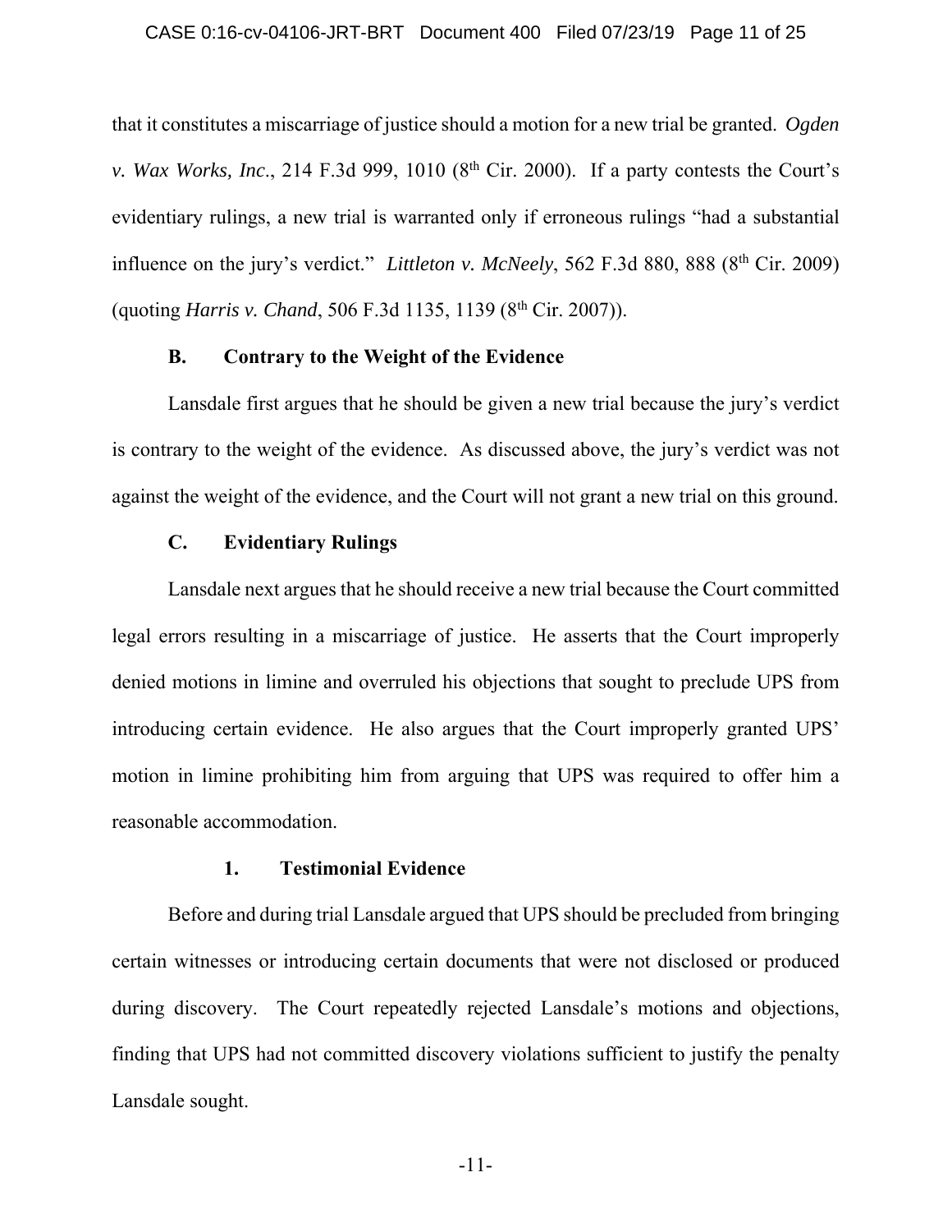that it constitutes a miscarriage of justice should a motion for a new trial be granted. *Ogden v. Wax Works, Inc*., 214 F.3d 999, 1010 (8th Cir. 2000). If a party contests the Court's evidentiary rulings, a new trial is warranted only if erroneous rulings "had a substantial influence on the jury's verdict." *Littleton v. McNeely*, 562 F.3d 880, 888 (8th Cir. 2009) (quoting *Harris v. Chand*, 506 F.3d 1135, 1139 (8th Cir. 2007)).

### B. Contrary to the Weight of the Evidence

Lansdale first argues that he should be given a new trial because the jury's verdict is contrary to the weight of the evidence. As discussed above, the jury's verdict was not against the weight of the evidence, and the Court will not grant a new trial on this ground.

### C. Evidentiary Rulings

Lansdale next argues that he should receive a new trial because the Court committed legal errors resulting in a miscarriage of justice. He asserts that the Court improperly denied motions in limine and overruled his objections that sought to preclude UPS from introducing certain evidence. He also argues that the Court improperly granted UPS' motion in limine prohibiting him from arguing that UPS was required to offer him a reasonable accommodation.

#### 1. Testimonial Evidence

Before and during trial Lansdale argued that UPS should be precluded from bringing certain witnesses or introducing certain documents that were not disclosed or produced during discovery. The Court repeatedly rejected Lansdale's motions and objections, finding that UPS had not committed discovery violations sufficient to justify the penalty Lansdale sought.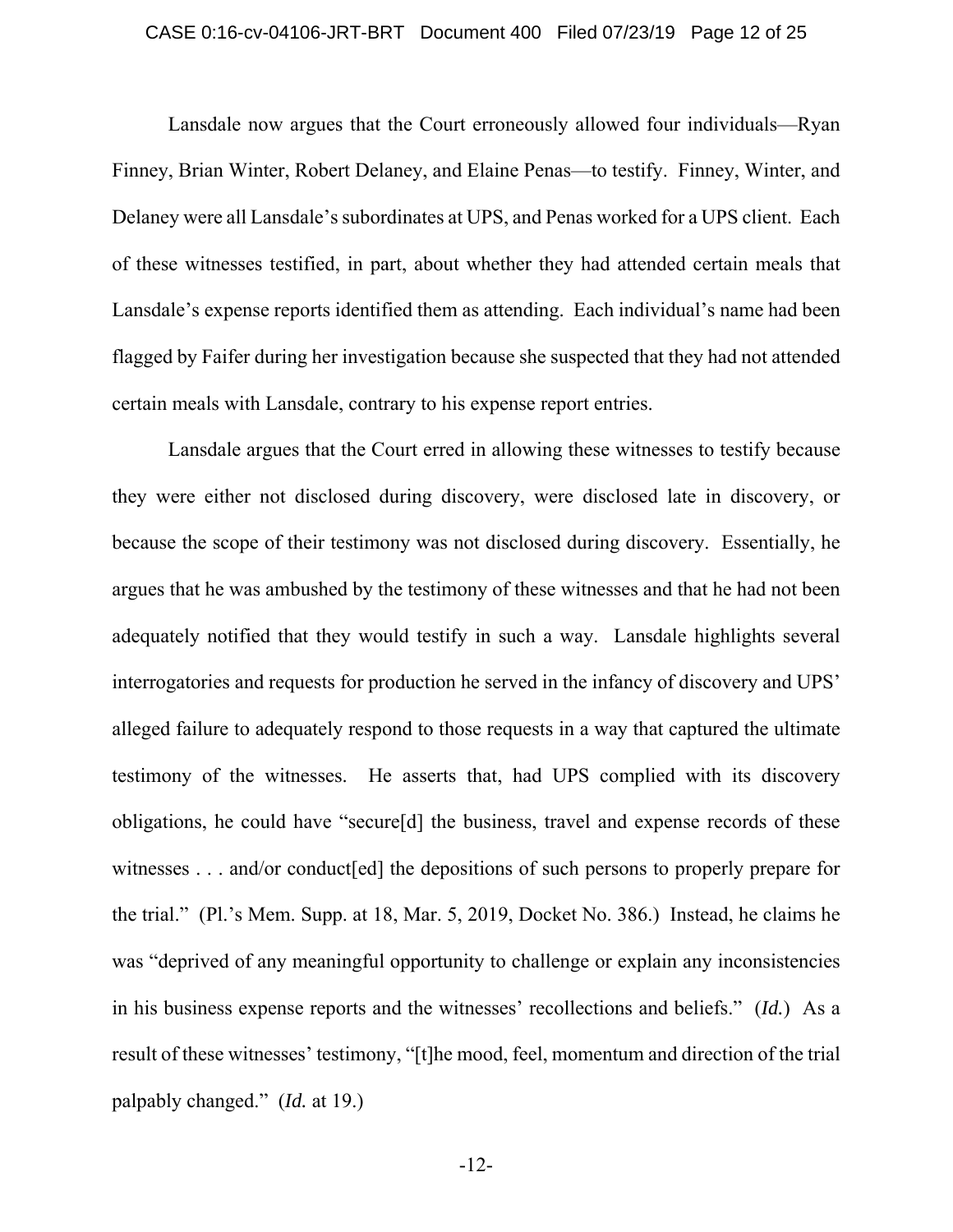Lansdale now argues that the Court erroneously allowed four individuals—Ryan Finney, Brian Winter, Robert Delaney, and Elaine Penas—to testify. Finney, Winter, and Delaney were all Lansdale's subordinates at UPS, and Penas worked for a UPS client. Each of these witnesses testified, in part, about whether they had attended certain meals that Lansdale's expense reports identified them as attending. Each individual's name had been flagged by Faifer during her investigation because she suspected that they had not attended certain meals with Lansdale, contrary to his expense report entries.

Lansdale argues that the Court erred in allowing these witnesses to testify because they were either not disclosed during discovery, were disclosed late in discovery, or because the scope of their testimony was not disclosed during discovery. Essentially, he argues that he was ambushed by the testimony of these witnesses and that he had not been adequately notified that they would testify in such a way. Lansdale highlights several interrogatories and requests for production he served in the infancy of discovery and UPS' alleged failure to adequately respond to those requests in a way that captured the ultimate testimony of the witnesses. He asserts that, had UPS complied with its discovery obligations, he could have "secure[d] the business, travel and expense records of these witnesses . . . and/or conduct[ed] the depositions of such persons to properly prepare for the trial." (Pl.'s Mem. Supp. at 18, Mar. 5, 2019, Docket No. 386.) Instead, he claims he was "deprived of any meaningful opportunity to challenge or explain any inconsistencies in his business expense reports and the witnesses' recollections and beliefs." (*Id.*) As a result of these witnesses' testimony, "[t]he mood, feel, momentum and direction of the trial palpably changed." (*Id.* at 19.)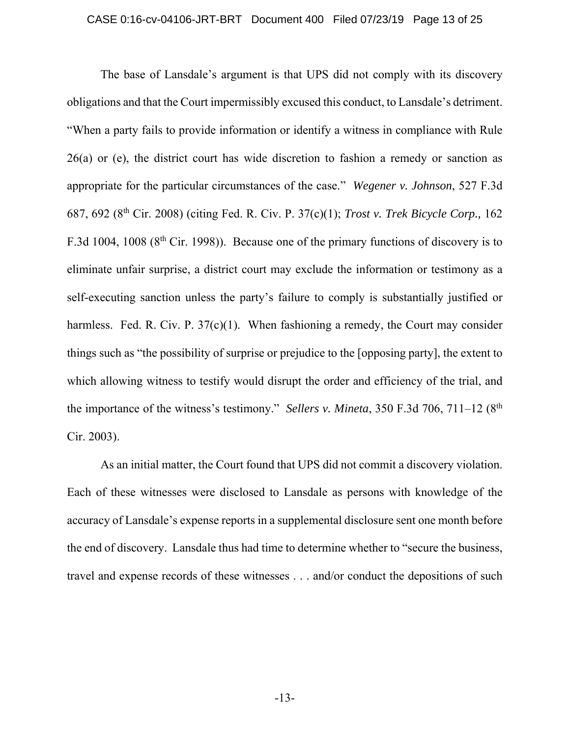The base of Lansdale's argument is that UPS did not comply with its discovery obligations and that the Court impermissibly excused this conduct, to Lansdale's detriment. "When a party fails to provide information or identify a witness in compliance with Rule 26(a) or (e), the district court has wide discretion to fashion a remedy or sanction as appropriate for the particular circumstances of the case." *Wegener v. Johnson*, 527 F.3d 687, 692 (8th Cir. 2008) (citing Fed. R. Civ. P. 37(c)(1); *Trost v. Trek Bicycle Corp.,* 162 F.3d 1004, 1008 (8th Cir. 1998)). Because one of the primary functions of discovery is to eliminate unfair surprise, a district court may exclude the information or testimony as a self-executing sanction unless the party's failure to comply is substantially justified or harmless. Fed. R. Civ. P. 37(c)(1). When fashioning a remedy, the Court may consider things such as "the possibility of surprise or prejudice to the [opposing party], the extent to which allowing witness to testify would disrupt the order and efficiency of the trial, and the importance of the witness's testimony." *Sellers v. Mineta*, 350 F.3d 706, 711–12 (8th Cir. 2003).

As an initial matter, the Court found that UPS did not commit a discovery violation. Each of these witnesses were disclosed to Lansdale as persons with knowledge of the accuracy of Lansdale's expense reports in a supplemental disclosure sent one month before the end of discovery. Lansdale thus had time to determine whether to "secure the business, travel and expense records of these witnesses . . . and/or conduct the depositions of such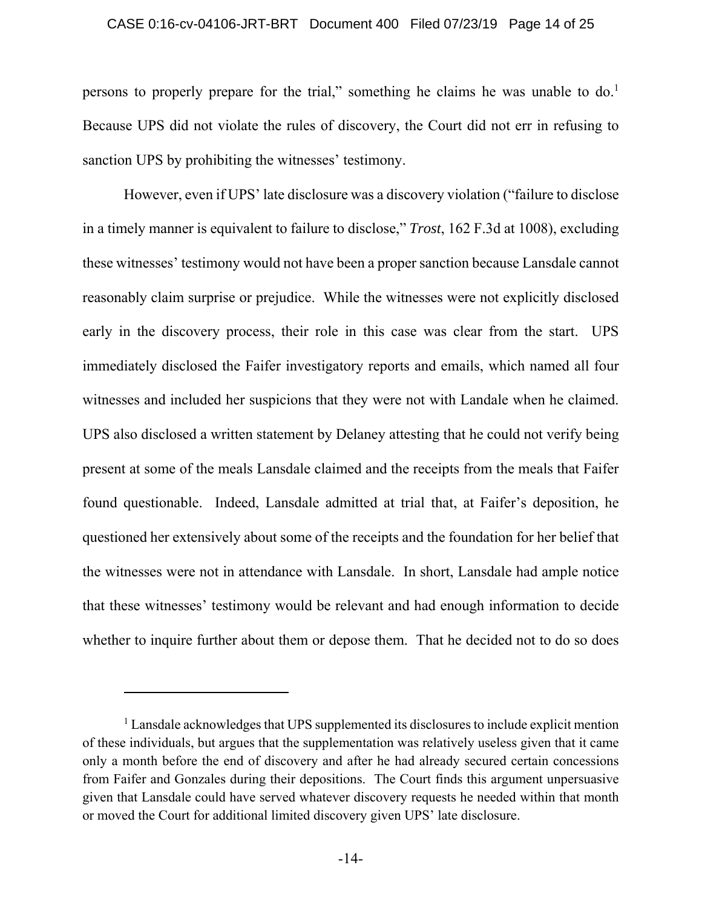persons to properly prepare for the trial," something he claims he was unable to do.[1] Because UPS did not violate the rules of discovery, the Court did not err in refusing to sanction UPS by prohibiting the witnesses' testimony.

However, even if UPS' late disclosure was a discovery violation ("failure to disclose in a timely manner is equivalent to failure to disclose," *Trost*, 162 F.3d at 1008), excluding these witnesses' testimony would not have been a proper sanction because Lansdale cannot reasonably claim surprise or prejudice. While the witnesses were not explicitly disclosed early in the discovery process, their role in this case was clear from the start. UPS immediately disclosed the Faifer investigatory reports and emails, which named all four witnesses and included her suspicions that they were not with Landale when he claimed. UPS also disclosed a written statement by Delaney attesting that he could not verify being present at some of the meals Lansdale claimed and the receipts from the meals that Faifer found questionable. Indeed, Lansdale admitted at trial that, at Faifer's deposition, he questioned her extensively about some of the receipts and the foundation for her belief that the witnesses were not in attendance with Lansdale. In short, Lansdale had ample notice that these witnesses' testimony would be relevant and had enough information to decide whether to inquire further about them or depose them. That he decided not to do so does

---

[1] Lansdale acknowledges that UPS supplemented its disclosures to include explicit mention of these individuals, but argues that the supplementation was relatively useless given that it came only a month before the end of discovery and after he had already secured certain concessions from Faifer and Gonzales during their depositions. The Court finds this argument unpersuasive given that Lansdale could have served whatever discovery requests he needed within that month or moved the Court for additional limited discovery given UPS' late disclosure.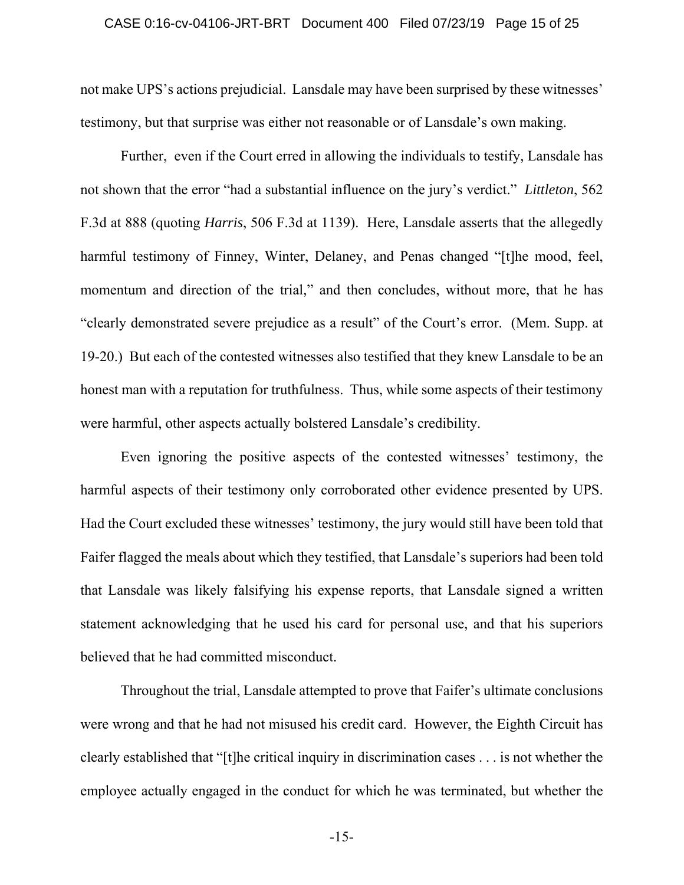not make UPS's actions prejudicial. Lansdale may have been surprised by these witnesses' testimony, but that surprise was either not reasonable or of Lansdale's own making.

Further, even if the Court erred in allowing the individuals to testify, Lansdale has not shown that the error "had a substantial influence on the jury's verdict." *Littleton*, 562 F.3d at 888 (quoting *Harris*, 506 F.3d at 1139). Here, Lansdale asserts that the allegedly harmful testimony of Finney, Winter, Delaney, and Penas changed "[t]he mood, feel, momentum and direction of the trial," and then concludes, without more, that he has "clearly demonstrated severe prejudice as a result" of the Court's error. (Mem. Supp. at 19-20.) But each of the contested witnesses also testified that they knew Lansdale to be an honest man with a reputation for truthfulness. Thus, while some aspects of their testimony were harmful, other aspects actually bolstered Lansdale's credibility.

Even ignoring the positive aspects of the contested witnesses' testimony, the harmful aspects of their testimony only corroborated other evidence presented by UPS. Had the Court excluded these witnesses' testimony, the jury would still have been told that Faifer flagged the meals about which they testified, that Lansdale's superiors had been told that Lansdale was likely falsifying his expense reports, that Lansdale signed a written statement acknowledging that he used his card for personal use, and that his superiors believed that he had committed misconduct.

Throughout the trial, Lansdale attempted to prove that Faifer's ultimate conclusions were wrong and that he had not misused his credit card. However, the Eighth Circuit has clearly established that "[t]he critical inquiry in discrimination cases . . . is not whether the employee actually engaged in the conduct for which he was terminated, but whether the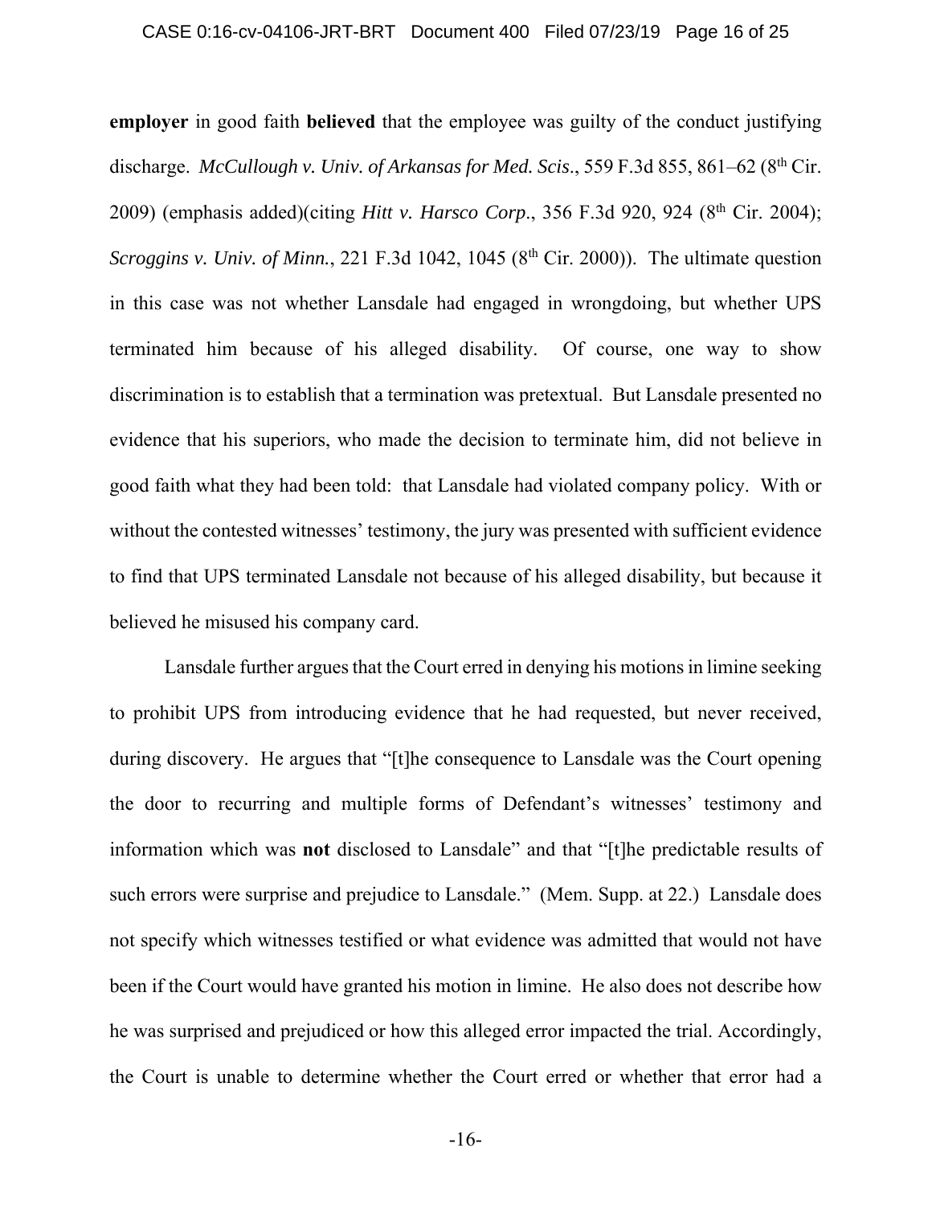**employer** in good faith **believed** that the employee was guilty of the conduct justifying discharge. *McCullough v. Univ. of Arkansas for Med. Scis*., 559 F.3d 855, 861–62 (8th Cir. 2009) (emphasis added)(citing *Hitt v. Harsco Corp*., 356 F.3d 920, 924 (8th Cir. 2004); *Scroggins v. Univ. of Minn.*, 221 F.3d 1042, 1045 (8th Cir. 2000)). The ultimate question in this case was not whether Lansdale had engaged in wrongdoing, but whether UPS terminated him because of his alleged disability. Of course, one way to show discrimination is to establish that a termination was pretextual. But Lansdale presented no evidence that his superiors, who made the decision to terminate him, did not believe in good faith what they had been told: that Lansdale had violated company policy. With or without the contested witnesses' testimony, the jury was presented with sufficient evidence to find that UPS terminated Lansdale not because of his alleged disability, but because it believed he misused his company card.

Lansdale further argues that the Court erred in denying his motions in limine seeking to prohibit UPS from introducing evidence that he had requested, but never received, during discovery. He argues that "[t]he consequence to Lansdale was the Court opening the door to recurring and multiple forms of Defendant's witnesses' testimony and information which was **not** disclosed to Lansdale" and that "[t]he predictable results of such errors were surprise and prejudice to Lansdale." (Mem. Supp. at 22.) Lansdale does not specify which witnesses testified or what evidence was admitted that would not have been if the Court would have granted his motion in limine. He also does not describe how he was surprised and prejudiced or how this alleged error impacted the trial. Accordingly, the Court is unable to determine whether the Court erred or whether that error had a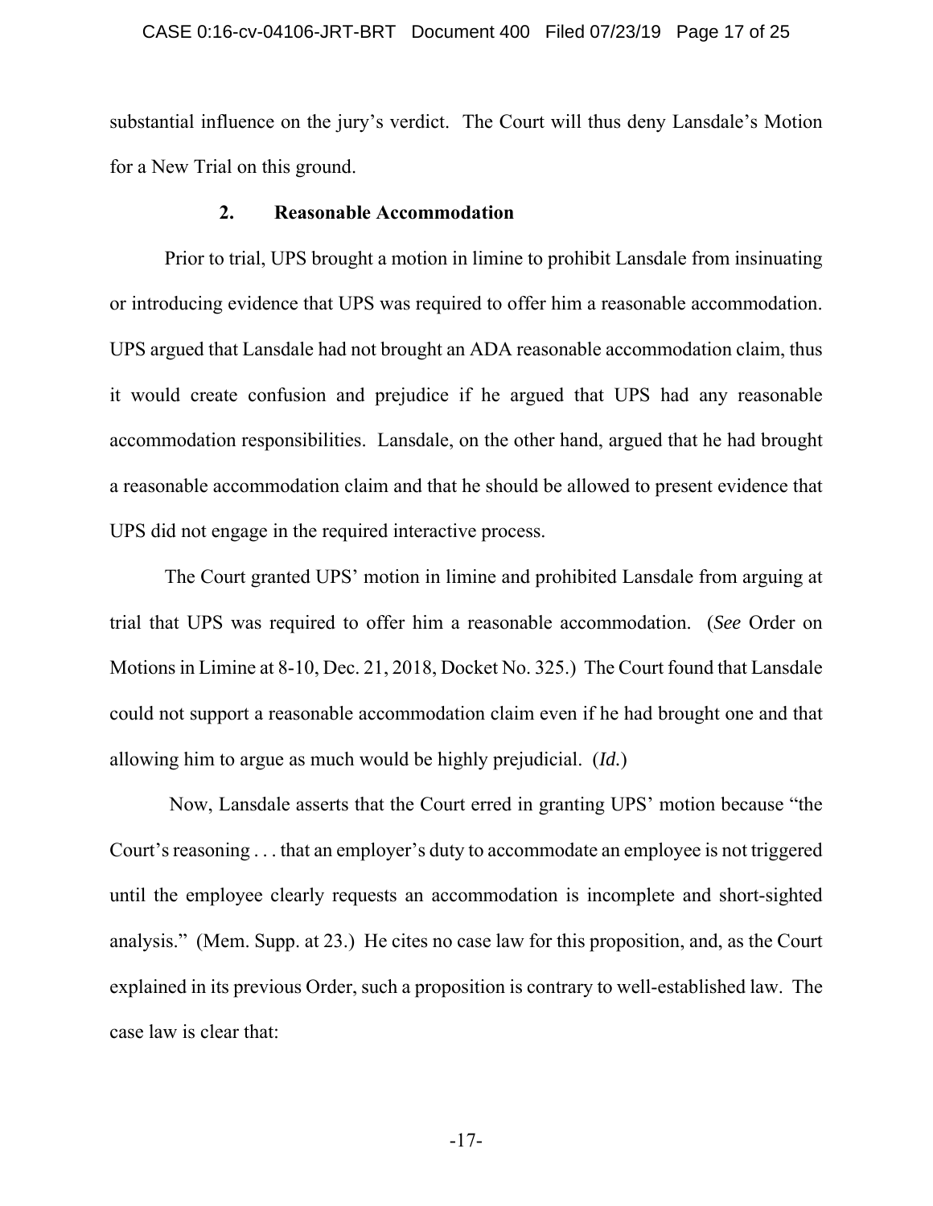substantial influence on the jury's verdict. The Court will thus deny Lansdale's Motion for a New Trial on this ground.

### 2. Reasonable Accommodation

Prior to trial, UPS brought a motion in limine to prohibit Lansdale from insinuating or introducing evidence that UPS was required to offer him a reasonable accommodation. UPS argued that Lansdale had not brought an ADA reasonable accommodation claim, thus it would create confusion and prejudice if he argued that UPS had any reasonable accommodation responsibilities. Lansdale, on the other hand, argued that he had brought a reasonable accommodation claim and that he should be allowed to present evidence that UPS did not engage in the required interactive process.

The Court granted UPS' motion in limine and prohibited Lansdale from arguing at trial that UPS was required to offer him a reasonable accommodation. (*See* Order on Motions in Limine at 8-10, Dec. 21, 2018, Docket No. 325.) The Court found that Lansdale could not support a reasonable accommodation claim even if he had brought one and that allowing him to argue as much would be highly prejudicial. (*Id.*)

Now, Lansdale asserts that the Court erred in granting UPS' motion because "the Court's reasoning . . . that an employer's duty to accommodate an employee is not triggered until the employee clearly requests an accommodation is incomplete and short-sighted analysis." (Mem. Supp. at 23.) He cites no case law for this proposition, and, as the Court explained in its previous Order, such a proposition is contrary to well-established law. The case law is clear that: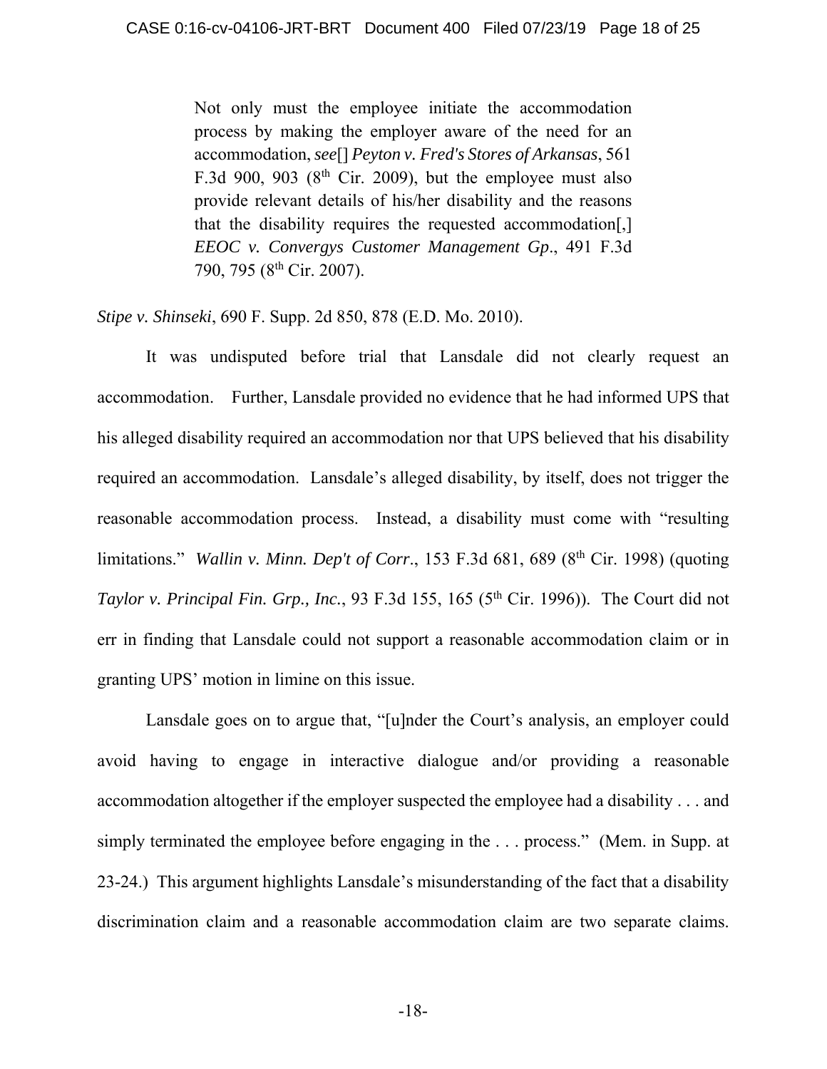> Not only must the employee initiate the accommodation process by making the employer aware of the need for an accommodation, *see*[] *Peyton v. Fred's Stores of Arkansas*, 561 F.3d 900, 903 (8th Cir. 2009), but the employee must also provide relevant details of his/her disability and the reasons that the disability requires the requested accommodation[,] *EEOC v. Convergys Customer Management Gp*., 491 F.3d 790, 795 (8th Cir. 2007).

*Stipe v. Shinseki*, 690 F. Supp. 2d 850, 878 (E.D. Mo. 2010).

It was undisputed before trial that Lansdale did not clearly request an accommodation. Further, Lansdale provided no evidence that he had informed UPS that his alleged disability required an accommodation nor that UPS believed that his disability required an accommodation. Lansdale's alleged disability, by itself, does not trigger the reasonable accommodation process. Instead, a disability must come with "resulting limitations." *Wallin v. Minn. Dep't of Corr*., 153 F.3d 681, 689 (8th Cir. 1998) (quoting *Taylor v. Principal Fin. Grp., Inc.*, 93 F.3d 155, 165 (5th Cir. 1996)). The Court did not err in finding that Lansdale could not support a reasonable accommodation claim or in granting UPS' motion in limine on this issue.

Lansdale goes on to argue that, "[u]nder the Court's analysis, an employer could avoid having to engage in interactive dialogue and/or providing a reasonable accommodation altogether if the employer suspected the employee had a disability . . . and simply terminated the employee before engaging in the . . . process." (Mem. in Supp. at 23-24.) This argument highlights Lansdale's misunderstanding of the fact that a disability discrimination claim and a reasonable accommodation claim are two separate claims.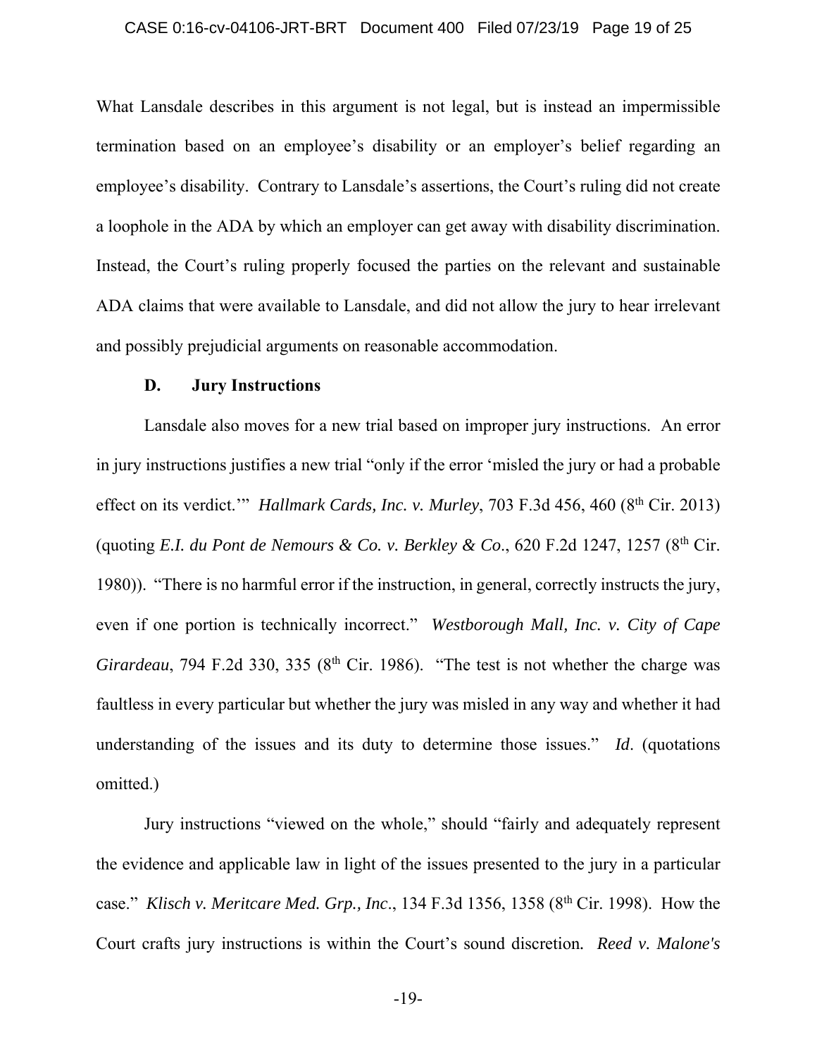What Lansdale describes in this argument is not legal, but is instead an impermissible termination based on an employee's disability or an employer's belief regarding an employee's disability. Contrary to Lansdale's assertions, the Court's ruling did not create a loophole in the ADA by which an employer can get away with disability discrimination. Instead, the Court's ruling properly focused the parties on the relevant and sustainable ADA claims that were available to Lansdale, and did not allow the jury to hear irrelevant and possibly prejudicial arguments on reasonable accommodation.

### D. Jury Instructions

Lansdale also moves for a new trial based on improper jury instructions. An error in jury instructions justifies a new trial "only if the error 'misled the jury or had a probable effect on its verdict.'" *Hallmark Cards, Inc. v. Murley*, 703 F.3d 456, 460 (8th Cir. 2013) (quoting *E.I. du Pont de Nemours & Co. v. Berkley & Co*., 620 F.2d 1247, 1257 (8th Cir. 1980)). "There is no harmful error if the instruction, in general, correctly instructs the jury, even if one portion is technically incorrect." *Westborough Mall, Inc. v. City of Cape Girardeau*, 794 F.2d 330, 335 (8th Cir. 1986). "The test is not whether the charge was faultless in every particular but whether the jury was misled in any way and whether it had understanding of the issues and its duty to determine those issues." *Id*. (quotations omitted.)

Jury instructions "viewed on the whole," should "fairly and adequately represent the evidence and applicable law in light of the issues presented to the jury in a particular case." *Klisch v. Meritcare Med. Grp., Inc*., 134 F.3d 1356, 1358 (8th Cir. 1998). How the Court crafts jury instructions is within the Court's sound discretion. *Reed v. Malone's*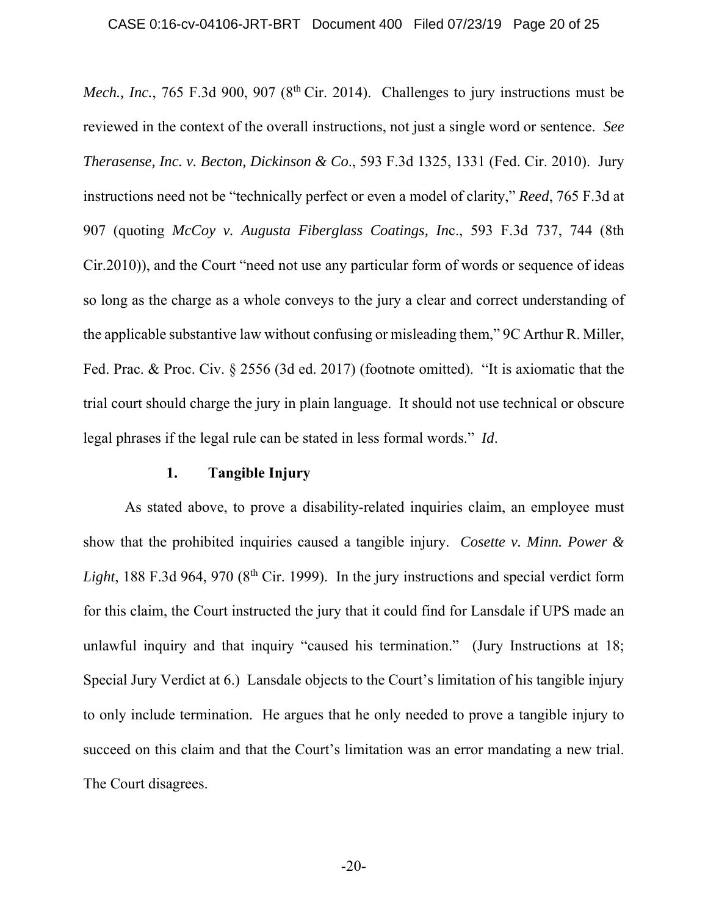*Mech., Inc.*, 765 F.3d 900, 907 (8th Cir. 2014). Challenges to jury instructions must be reviewed in the context of the overall instructions, not just a single word or sentence. *See Therasense, Inc. v. Becton, Dickinson & Co*., 593 F.3d 1325, 1331 (Fed. Cir. 2010). Jury instructions need not be "technically perfect or even a model of clarity," *Reed*, 765 F.3d at 907 (quoting *McCoy v. Augusta Fiberglass Coatings, In*c., 593 F.3d 737, 744 (8th Cir.2010)), and the Court "need not use any particular form of words or sequence of ideas so long as the charge as a whole conveys to the jury a clear and correct understanding of the applicable substantive law without confusing or misleading them," 9C Arthur R. Miller, Fed. Prac. & Proc. Civ. § 2556 (3d ed. 2017) (footnote omitted). "It is axiomatic that the trial court should charge the jury in plain language. It should not use technical or obscure legal phrases if the legal rule can be stated in less formal words." *Id*.

### 1. Tangible Injury

As stated above, to prove a disability-related inquiries claim, an employee must show that the prohibited inquiries caused a tangible injury. *Cosette v. Minn. Power & Light*, 188 F.3d 964, 970 (8th Cir. 1999). In the jury instructions and special verdict form for this claim, the Court instructed the jury that it could find for Lansdale if UPS made an unlawful inquiry and that inquiry "caused his termination." (Jury Instructions at 18; Special Jury Verdict at 6.) Lansdale objects to the Court's limitation of his tangible injury to only include termination. He argues that he only needed to prove a tangible injury to succeed on this claim and that the Court's limitation was an error mandating a new trial. The Court disagrees.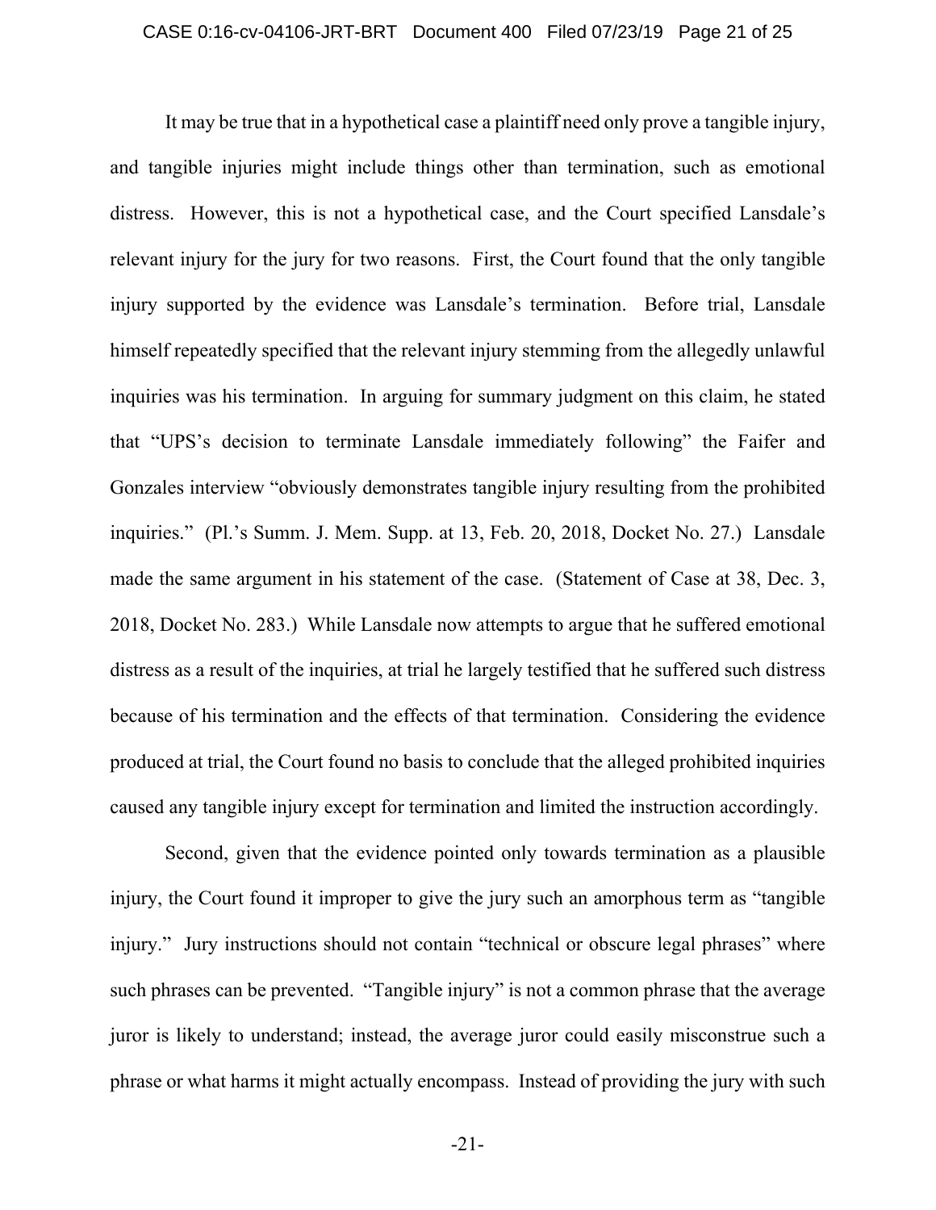It may be true that in a hypothetical case a plaintiff need only prove a tangible injury, and tangible injuries might include things other than termination, such as emotional distress. However, this is not a hypothetical case, and the Court specified Lansdale's relevant injury for the jury for two reasons. First, the Court found that the only tangible injury supported by the evidence was Lansdale's termination. Before trial, Lansdale himself repeatedly specified that the relevant injury stemming from the allegedly unlawful inquiries was his termination. In arguing for summary judgment on this claim, he stated that "UPS's decision to terminate Lansdale immediately following" the Faifer and Gonzales interview "obviously demonstrates tangible injury resulting from the prohibited inquiries." (Pl.'s Summ. J. Mem. Supp. at 13, Feb. 20, 2018, Docket No. 27.) Lansdale made the same argument in his statement of the case. (Statement of Case at 38, Dec. 3, 2018, Docket No. 283.) While Lansdale now attempts to argue that he suffered emotional distress as a result of the inquiries, at trial he largely testified that he suffered such distress because of his termination and the effects of that termination. Considering the evidence produced at trial, the Court found no basis to conclude that the alleged prohibited inquiries caused any tangible injury except for termination and limited the instruction accordingly.

Second, given that the evidence pointed only towards termination as a plausible injury, the Court found it improper to give the jury such an amorphous term as "tangible injury." Jury instructions should not contain "technical or obscure legal phrases" where such phrases can be prevented. "Tangible injury" is not a common phrase that the average juror is likely to understand; instead, the average juror could easily misconstrue such a phrase or what harms it might actually encompass. Instead of providing the jury with such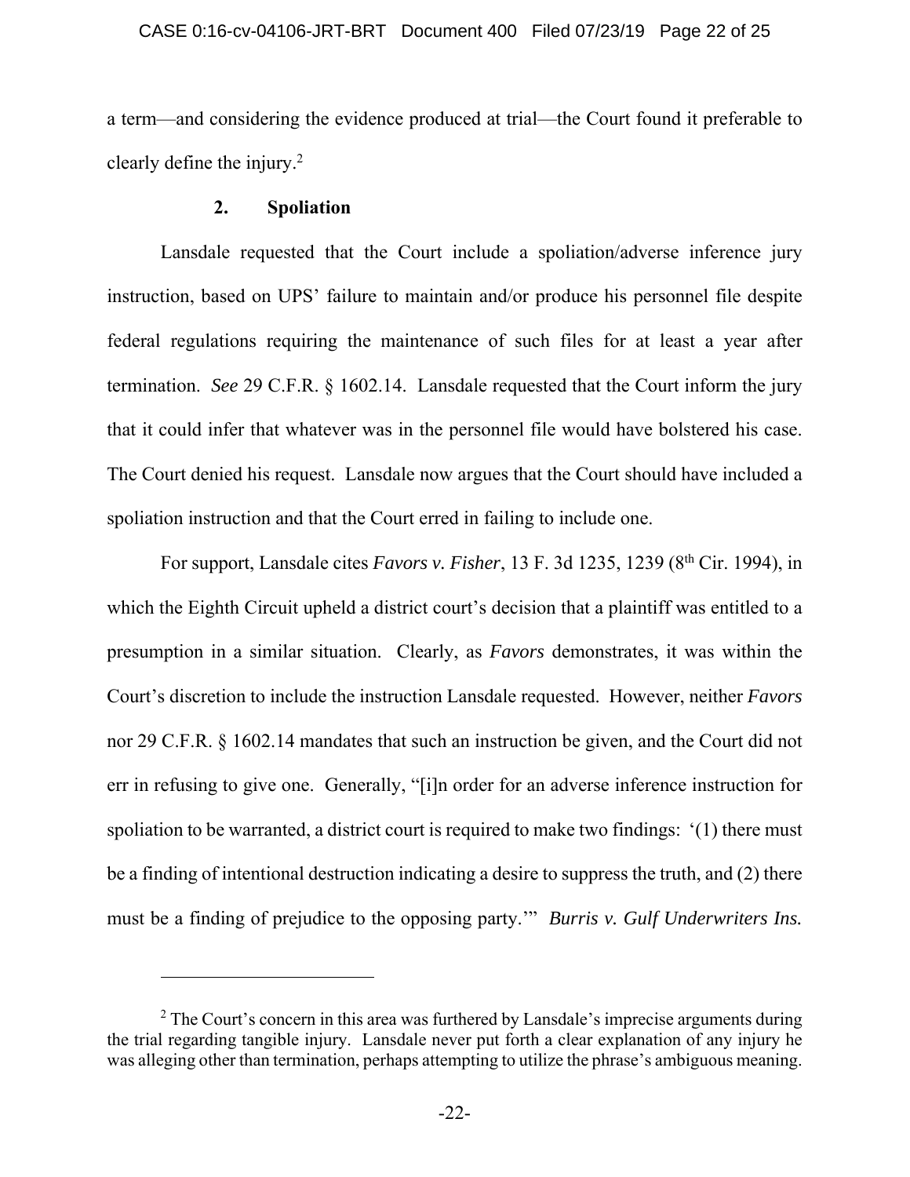a term—and considering the evidence produced at trial—the Court found it preferable to clearly define the injury.[2]

### 2. Spoliation

Lansdale requested that the Court include a spoliation/adverse inference jury instruction, based on UPS' failure to maintain and/or produce his personnel file despite federal regulations requiring the maintenance of such files for at least a year after termination. *See* 29 C.F.R. § 1602.14. Lansdale requested that the Court inform the jury that it could infer that whatever was in the personnel file would have bolstered his case. The Court denied his request. Lansdale now argues that the Court should have included a spoliation instruction and that the Court erred in failing to include one.

For support, Lansdale cites *Favors v. Fisher*, 13 F. 3d 1235, 1239 (8th Cir. 1994), in which the Eighth Circuit upheld a district court's decision that a plaintiff was entitled to a presumption in a similar situation. Clearly, as *Favors* demonstrates, it was within the Court's discretion to include the instruction Lansdale requested. However, neither *Favors* nor 29 C.F.R. § 1602.14 mandates that such an instruction be given, and the Court did not err in refusing to give one. Generally, "[i]n order for an adverse inference instruction for spoliation to be warranted, a district court is required to make two findings: '(1) there must be a finding of intentional destruction indicating a desire to suppress the truth, and (2) there must be a finding of prejudice to the opposing party.'" *Burris v. Gulf Underwriters Ins.*

---

[2] The Court's concern in this area was furthered by Lansdale's imprecise arguments during the trial regarding tangible injury. Lansdale never put forth a clear explanation of any injury he was alleging other than termination, perhaps attempting to utilize the phrase's ambiguous meaning.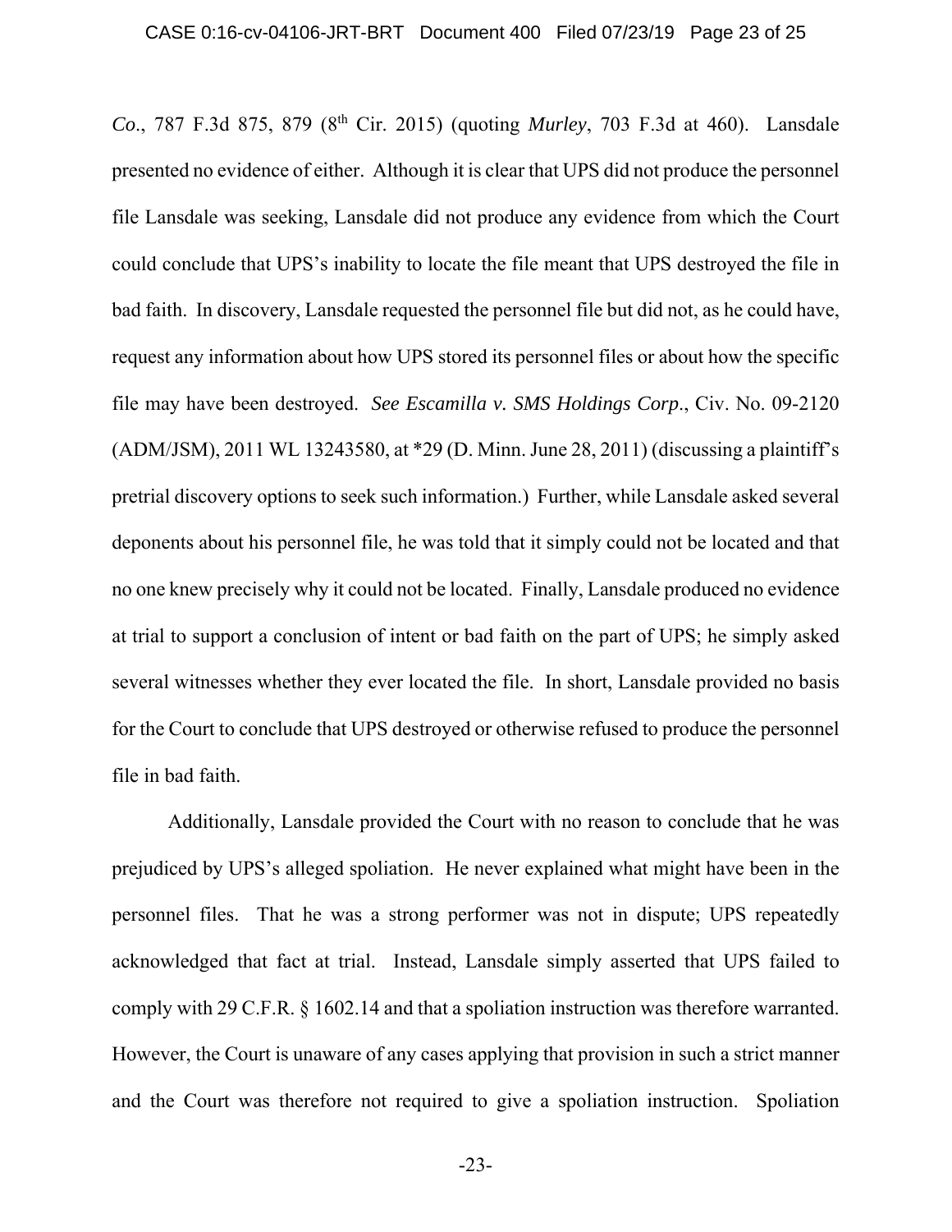*Co*., 787 F.3d 875, 879 (8th Cir. 2015) (quoting *Murley*, 703 F.3d at 460). Lansdale presented no evidence of either. Although it is clear that UPS did not produce the personnel file Lansdale was seeking, Lansdale did not produce any evidence from which the Court could conclude that UPS's inability to locate the file meant that UPS destroyed the file in bad faith. In discovery, Lansdale requested the personnel file but did not, as he could have, request any information about how UPS stored its personnel files or about how the specific file may have been destroyed. *See Escamilla v. SMS Holdings Corp*., Civ. No. 09-2120 (ADM/JSM), 2011 WL 13243580, at *29 (D. Minn. June 28, 2011) (discussing a plaintiff's pretrial discovery options to seek such information.) Further, while Lansdale asked several deponents about his personnel file, he was told that it simply could not be located and that no one knew precisely why it could not be located. Finally, Lansdale produced no evidence at trial to support a conclusion of intent or bad faith on the part of UPS; he simply asked several witnesses whether they ever located the file. In short, Lansdale provided no basis for the Court to conclude that UPS destroyed or otherwise refused to produce the personnel file in bad faith.

Additionally, Lansdale provided the Court with no reason to conclude that he was prejudiced by UPS's alleged spoliation. He never explained what might have been in the personnel files. That he was a strong performer was not in dispute; UPS repeatedly acknowledged that fact at trial. Instead, Lansdale simply asserted that UPS failed to comply with 29 C.F.R. § 1602.14 and that a spoliation instruction was therefore warranted. However, the Court is unaware of any cases applying that provision in such a strict manner and the Court was therefore not required to give a spoliation instruction. Spoliation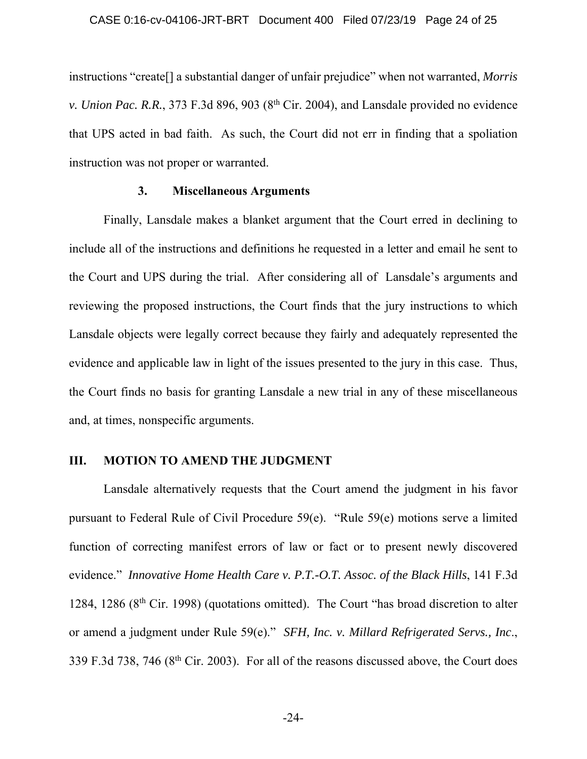instructions "create[] a substantial danger of unfair prejudice" when not warranted, *Morris v. Union Pac. R.R.*, 373 F.3d 896, 903 (8th Cir. 2004), and Lansdale provided no evidence that UPS acted in bad faith. As such, the Court did not err in finding that a spoliation instruction was not proper or warranted.

### 3. Miscellaneous Arguments

Finally, Lansdale makes a blanket argument that the Court erred in declining to include all of the instructions and definitions he requested in a letter and email he sent to the Court and UPS during the trial. After considering all of Lansdale's arguments and reviewing the proposed instructions, the Court finds that the jury instructions to which Lansdale objects were legally correct because they fairly and adequately represented the evidence and applicable law in light of the issues presented to the jury in this case. Thus, the Court finds no basis for granting Lansdale a new trial in any of these miscellaneous and, at times, nonspecific arguments.

## III. MOTION TO AMEND THE JUDGMENT

Lansdale alternatively requests that the Court amend the judgment in his favor pursuant to Federal Rule of Civil Procedure 59(e). "Rule 59(e) motions serve a limited function of correcting manifest errors of law or fact or to present newly discovered evidence." *Innovative Home Health Care v. P.T.-O.T. Assoc. of the Black Hills*, 141 F.3d 1284, 1286 (8th Cir. 1998) (quotations omitted). The Court "has broad discretion to alter or amend a judgment under Rule 59(e)." *SFH, Inc. v. Millard Refrigerated Servs., Inc.*, 339 F.3d 738, 746 (8th Cir. 2003). For all of the reasons discussed above, the Court does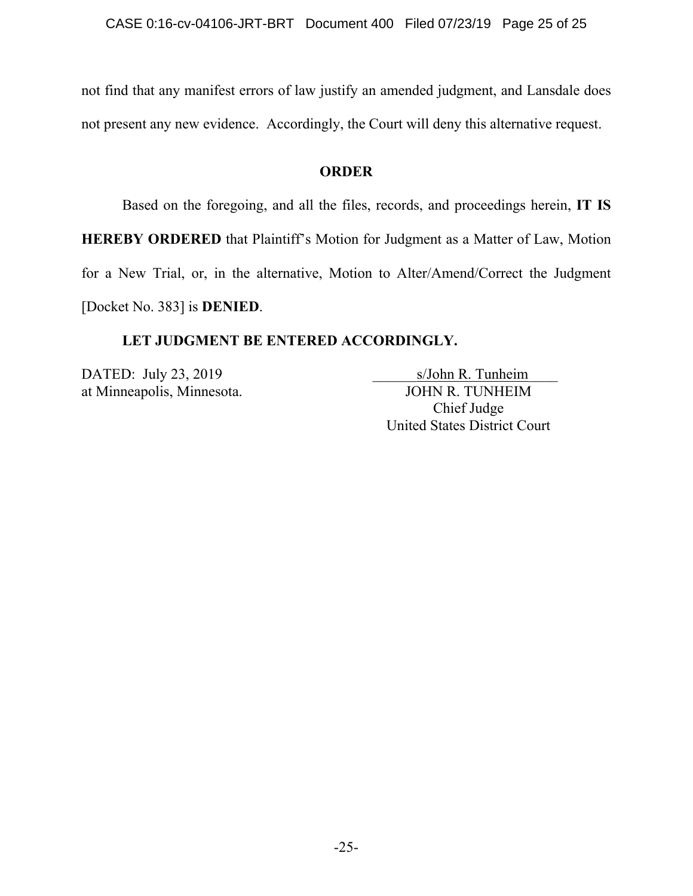not find that any manifest errors of law justify an amended judgment, and Lansdale does not present any new evidence. Accordingly, the Court will deny this alternative request.

**ORDER**

Based on the foregoing, and all the files, records, and proceedings herein, **IT IS HEREBY ORDERED** that Plaintiff's Motion for Judgment as a Matter of Law, Motion for a New Trial, or, in the alternative, Motion to Alter/Amend/Correct the Judgment [Docket No. 383] is **DENIED**.

**LET JUDGMENT BE ENTERED ACCORDINGLY.**

DATED: July 23, 2019
at Minneapolis, Minnesota.

s/John R. Tunheim
JOHN R. TUNHEIM
Chief Judge
United States District Court